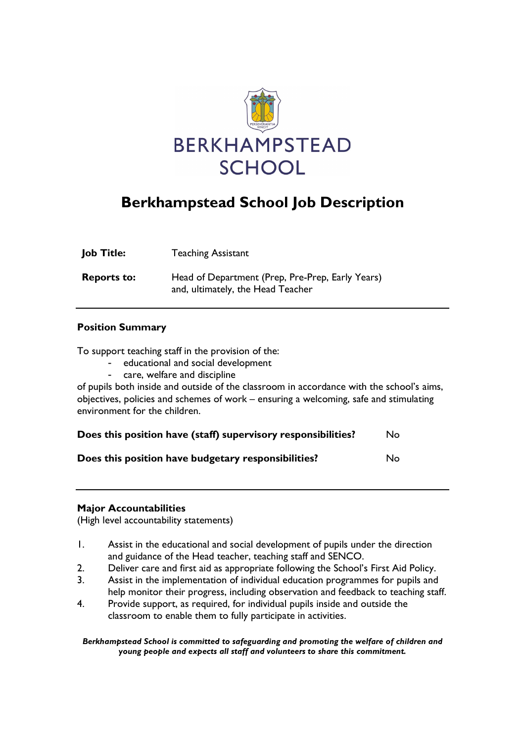# Berkhampstead School Job Description

| | |
|---|---|
| **Job Title:** | Teaching Assistant |
| **Reports to:** | Head of Department (Prep, Pre-Prep, Early Years) and, ultimately, the Head Teacher |

---

**Position Summary**

To support teaching staff in the provision of the:

- educational and social development
- care, welfare and discipline

of pupils both inside and outside of the classroom in accordance with the school's aims, objectives, policies and schemes of work – ensuring a welcoming, safe and stimulating environment for the children.

**Does this position have (staff) supervisory responsibilities?** No

**Does this position have budgetary responsibilities?** No

---

**Major Accountabilities**
(High level accountability statements)

1. Assist in the educational and social development of pupils under the direction and guidance of the Head teacher, teaching staff and SENCO.
2. Deliver care and first aid as appropriate following the School's First Aid Policy.
3. Assist in the implementation of individual education programmes for pupils and help monitor their progress, including observation and feedback to teaching staff.
4. Provide support, as required, for individual pupils inside and outside the classroom to enable them to fully participate in activities.

***Berkhampstead School is committed to safeguarding and promoting the welfare of children and young people and expects all staff and volunteers to share this commitment.***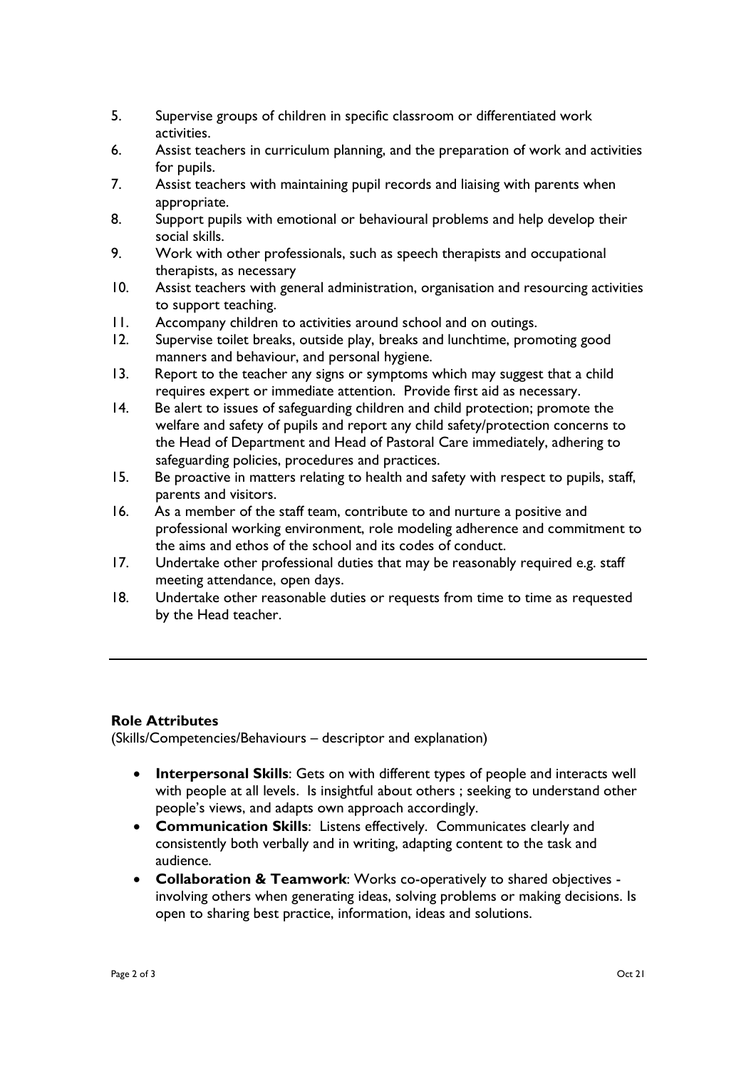5. Supervise groups of children in specific classroom or differentiated work activities.
6. Assist teachers in curriculum planning, and the preparation of work and activities for pupils.
7. Assist teachers with maintaining pupil records and liaising with parents when appropriate.
8. Support pupils with emotional or behavioural problems and help develop their social skills.
9. Work with other professionals, such as speech therapists and occupational therapists, as necessary
10. Assist teachers with general administration, organisation and resourcing activities to support teaching.
11. Accompany children to activities around school and on outings.
12. Supervise toilet breaks, outside play, breaks and lunchtime, promoting good manners and behaviour, and personal hygiene.
13. Report to the teacher any signs or symptoms which may suggest that a child requires expert or immediate attention. Provide first aid as necessary.
14. Be alert to issues of safeguarding children and child protection; promote the welfare and safety of pupils and report any child safety/protection concerns to the Head of Department and Head of Pastoral Care immediately, adhering to safeguarding policies, procedures and practices.
15. Be proactive in matters relating to health and safety with respect to pupils, staff, parents and visitors.
16. As a member of the staff team, contribute to and nurture a positive and professional working environment, role modeling adherence and commitment to the aims and ethos of the school and its codes of conduct.
17. Undertake other professional duties that may be reasonably required e.g. staff meeting attendance, open days.
18. Undertake other reasonable duties or requests from time to time as requested by the Head teacher.

---

**Role Attributes**

(Skills/Competencies/Behaviours – descriptor and explanation)

- **Interpersonal Skills**: Gets on with different types of people and interacts well with people at all levels. Is insightful about others ; seeking to understand other people's views, and adapts own approach accordingly.
- **Communication Skills**: Listens effectively. Communicates clearly and consistently both verbally and in writing, adapting content to the task and audience.
- **Collaboration & Teamwork**: Works co-operatively to shared objectives - involving others when generating ideas, solving problems or making decisions. Is open to sharing best practice, information, ideas and solutions.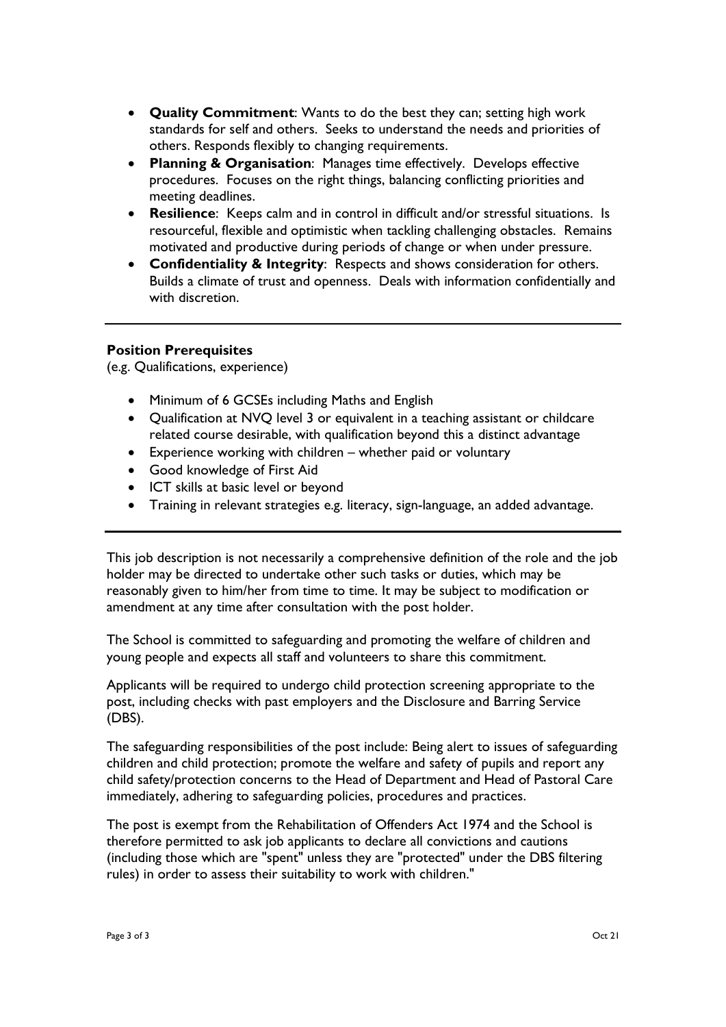- **Quality Commitment**: Wants to do the best they can; setting high work standards for self and others. Seeks to understand the needs and priorities of others. Responds flexibly to changing requirements.
- **Planning & Organisation**: Manages time effectively. Develops effective procedures. Focuses on the right things, balancing conflicting priorities and meeting deadlines.
- **Resilience**: Keeps calm and in control in difficult and/or stressful situations. Is resourceful, flexible and optimistic when tackling challenging obstacles. Remains motivated and productive during periods of change or when under pressure.
- **Confidentiality & Integrity**: Respects and shows consideration for others. Builds a climate of trust and openness. Deals with information confidentially and with discretion.

---

**Position Prerequisites**
(e.g. Qualifications, experience)

- Minimum of 6 GCSEs including Maths and English
- Qualification at NVQ level 3 or equivalent in a teaching assistant or childcare related course desirable, with qualification beyond this a distinct advantage
- Experience working with children – whether paid or voluntary
- Good knowledge of First Aid
- ICT skills at basic level or beyond
- Training in relevant strategies e.g. literacy, sign-language, an added advantage.

---

This job description is not necessarily a comprehensive definition of the role and the job holder may be directed to undertake other such tasks or duties, which may be reasonably given to him/her from time to time. It may be subject to modification or amendment at any time after consultation with the post holder.

The School is committed to safeguarding and promoting the welfare of children and young people and expects all staff and volunteers to share this commitment.

Applicants will be required to undergo child protection screening appropriate to the post, including checks with past employers and the Disclosure and Barring Service (DBS).

The safeguarding responsibilities of the post include: Being alert to issues of safeguarding children and child protection; promote the welfare and safety of pupils and report any child safety/protection concerns to the Head of Department and Head of Pastoral Care immediately, adhering to safeguarding policies, procedures and practices.

The post is exempt from the Rehabilitation of Offenders Act 1974 and the School is therefore permitted to ask job applicants to declare all convictions and cautions (including those which are "spent" unless they are "protected" under the DBS filtering rules) in order to assess their suitability to work with children."